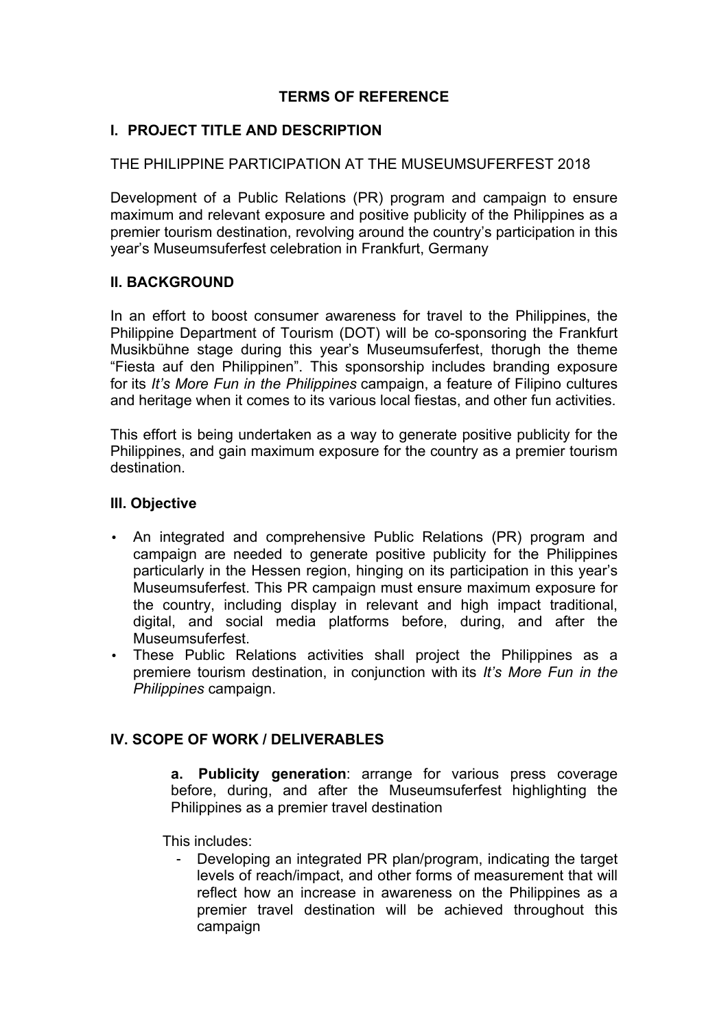**TERMS OF REFERENCE**

## I. PROJECT TITLE AND DESCRIPTION

THE PHILIPPINE PARTICIPATION AT THE MUSEUMSUFERFEST 2018

Development of a Public Relations (PR) program and campaign to ensure maximum and relevant exposure and positive publicity of the Philippines as a premier tourism destination, revolving around the country's participation in this year's Museumsuferfest celebration in Frankfurt, Germany

## II. BACKGROUND

In an effort to boost consumer awareness for travel to the Philippines, the Philippine Department of Tourism (DOT) will be co-sponsoring the Frankfurt Musikbühne stage during this year's Museumsuferfest, thorugh the theme "Fiesta auf den Philippinen". This sponsorship includes branding exposure for its *It's More Fun in the Philippines* campaign, a feature of Filipino cultures and heritage when it comes to its various local fiestas, and other fun activities.

This effort is being undertaken as a way to generate positive publicity for the Philippines, and gain maximum exposure for the country as a premier tourism destination.

## III. Objective

- An integrated and comprehensive Public Relations (PR) program and campaign are needed to generate positive publicity for the Philippines particularly in the Hessen region, hinging on its participation in this year's Museumsuferfest. This PR campaign must ensure maximum exposure for the country, including display in relevant and high impact traditional, digital, and social media platforms before, during, and after the Museumsuferfest.
- These Public Relations activities shall project the Philippines as a premiere tourism destination, in conjunction with its *It's More Fun in the Philippines* campaign.

## IV. SCOPE OF WORK / DELIVERABLES

**a. Publicity generation**: arrange for various press coverage before, during, and after the Museumsuferfest highlighting the Philippines as a premier travel destination

This includes:

- Developing an integrated PR plan/program, indicating the target levels of reach/impact, and other forms of measurement that will reflect how an increase in awareness on the Philippines as a premier travel destination will be achieved throughout this campaign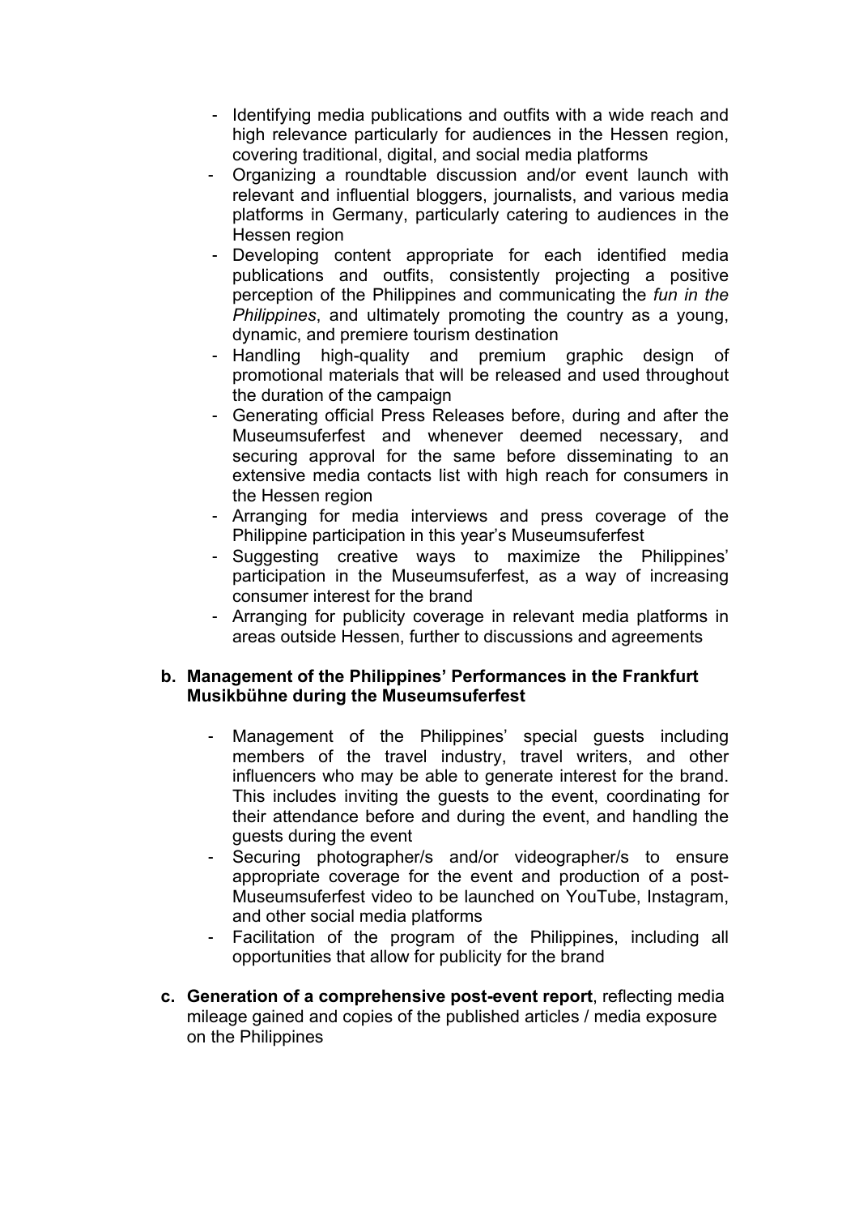- Identifying media publications and outfits with a wide reach and high relevance particularly for audiences in the Hessen region, covering traditional, digital, and social media platforms
- Organizing a roundtable discussion and/or event launch with relevant and influential bloggers, journalists, and various media platforms in Germany, particularly catering to audiences in the Hessen region
- Developing content appropriate for each identified media publications and outfits, consistently projecting a positive perception of the Philippines and communicating the *fun in the Philippines*, and ultimately promoting the country as a young, dynamic, and premiere tourism destination
- Handling high-quality and premium graphic design of promotional materials that will be released and used throughout the duration of the campaign
- Generating official Press Releases before, during and after the Museumsuferfest and whenever deemed necessary, and securing approval for the same before disseminating to an extensive media contacts list with high reach for consumers in the Hessen region
- Arranging for media interviews and press coverage of the Philippine participation in this year's Museumsuferfest
- Suggesting creative ways to maximize the Philippines' participation in the Museumsuferfest, as a way of increasing consumer interest for the brand
- Arranging for publicity coverage in relevant media platforms in areas outside Hessen, further to discussions and agreements

**b. Management of the Philippines' Performances in the Frankfurt Musikbühne during the Museumsuferfest**

- Management of the Philippines' special guests including members of the travel industry, travel writers, and other influencers who may be able to generate interest for the brand. This includes inviting the guests to the event, coordinating for their attendance before and during the event, and handling the guests during the event
- Securing photographer/s and/or videographer/s to ensure appropriate coverage for the event and production of a post-Museumsuferfest video to be launched on YouTube, Instagram, and other social media platforms
- Facilitation of the program of the Philippines, including all opportunities that allow for publicity for the brand

**c. Generation of a comprehensive post-event report**, reflecting media mileage gained and copies of the published articles / media exposure on the Philippines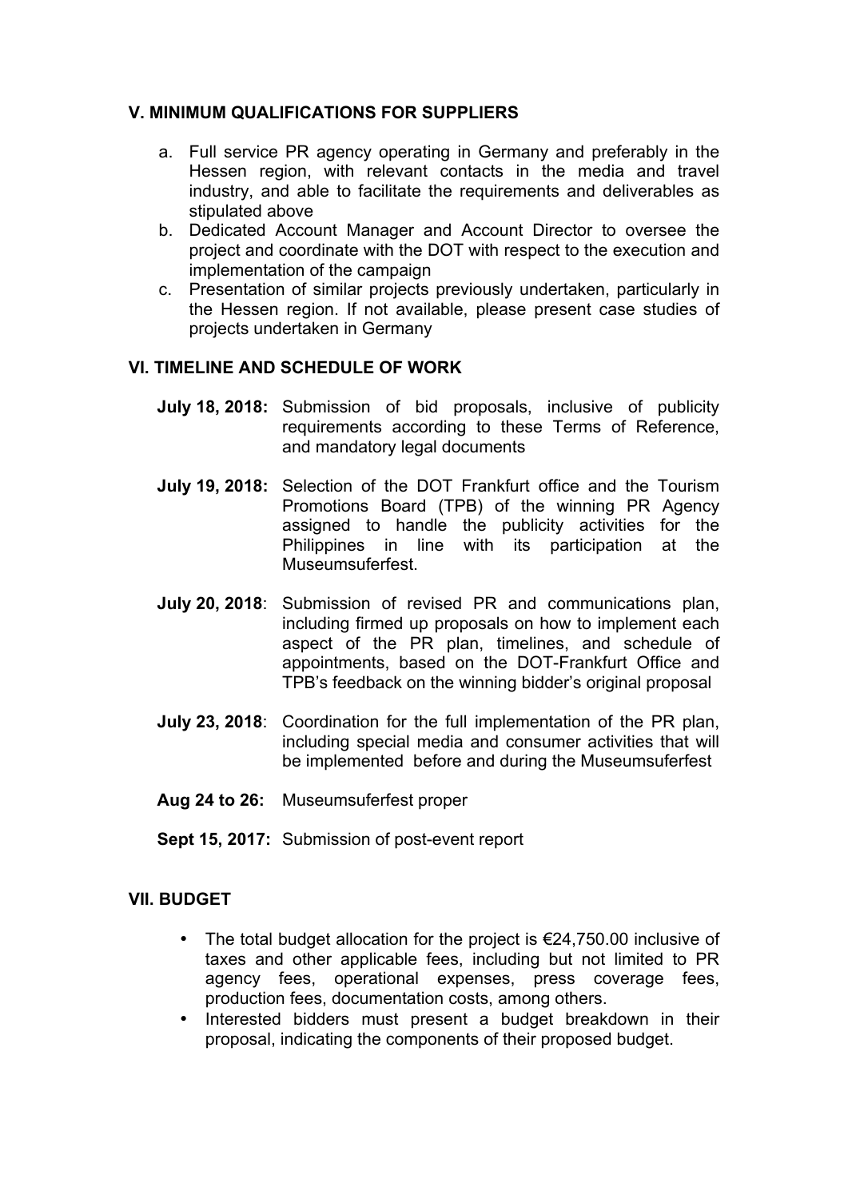## V. MINIMUM QUALIFICATIONS FOR SUPPLIERS

a. Full service PR agency operating in Germany and preferably in the Hessen region, with relevant contacts in the media and travel industry, and able to facilitate the requirements and deliverables as stipulated above
b. Dedicated Account Manager and Account Director to oversee the project and coordinate with the DOT with respect to the execution and implementation of the campaign
c. Presentation of similar projects previously undertaken, particularly in the Hessen region. If not available, please present case studies of projects undertaken in Germany

## VI. TIMELINE AND SCHEDULE OF WORK

**July 18, 2018:** Submission of bid proposals, inclusive of publicity requirements according to these Terms of Reference, and mandatory legal documents

**July 19, 2018:** Selection of the DOT Frankfurt office and the Tourism Promotions Board (TPB) of the winning PR Agency assigned to handle the publicity activities for the Philippines in line with its participation at the Museumsuferfest.

**July 20, 2018**: Submission of revised PR and communications plan, including firmed up proposals on how to implement each aspect of the PR plan, timelines, and schedule of appointments, based on the DOT-Frankfurt Office and TPB's feedback on the winning bidder's original proposal

**July 23, 2018**: Coordination for the full implementation of the PR plan, including special media and consumer activities that will be implemented before and during the Museumsuferfest

**Aug 24 to 26:** Museumsuferfest proper

**Sept 15, 2017:** Submission of post-event report

## VII. BUDGET

- The total budget allocation for the project is €24,750.00 inclusive of taxes and other applicable fees, including but not limited to PR agency fees, operational expenses, press coverage fees, production fees, documentation costs, among others.
- Interested bidders must present a budget breakdown in their proposal, indicating the components of their proposed budget.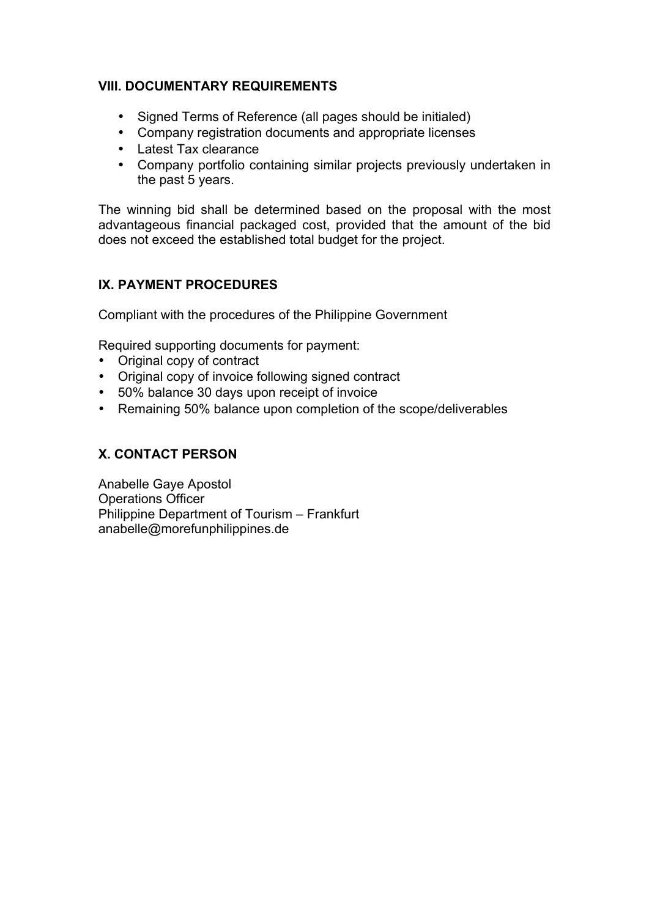## VIII. DOCUMENTARY REQUIREMENTS

- Signed Terms of Reference (all pages should be initialed)
- Company registration documents and appropriate licenses
- Latest Tax clearance
- Company portfolio containing similar projects previously undertaken in the past 5 years.

The winning bid shall be determined based on the proposal with the most advantageous financial packaged cost, provided that the amount of the bid does not exceed the established total budget for the project.

## IX. PAYMENT PROCEDURES

Compliant with the procedures of the Philippine Government

Required supporting documents for payment:

- Original copy of contract
- Original copy of invoice following signed contract
- 50% balance 30 days upon receipt of invoice
- Remaining 50% balance upon completion of the scope/deliverables

## X. CONTACT PERSON

Anabelle Gaye Apostol
Operations Officer
Philippine Department of Tourism – Frankfurt
anabelle@morefunphilippines.de